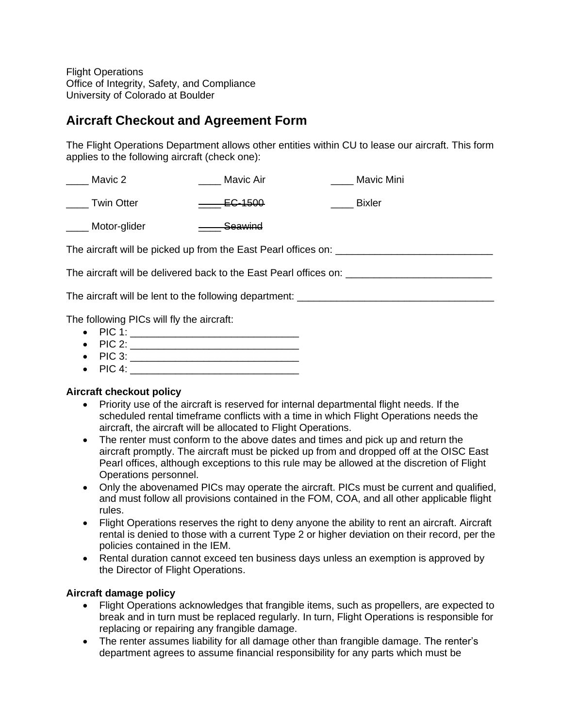Flight Operations
Office of Integrity, Safety, and Compliance
University of Colorado at Boulder

## Aircraft Checkout and Agreement Form

The Flight Operations Department allows other entities within CU to lease our aircraft. This form applies to the following aircraft (check one):

____ Mavic 2 ____ Mavic Air ____ Mavic Mini

____ Twin Otter ~~____ EC-1500~~ ____ Bixler

____ Motor-glider ~~____ Seawind~~

The aircraft will be picked up from the East Pearl offices on: ____________________________

The aircraft will be delivered back to the East Pearl offices on: __________________________

The aircraft will be lent to the following department: ___________________________________

The following PICs will fly the aircraft:

- PIC 1: ______________________________
- PIC 2: ______________________________
- PIC 3: ______________________________
- PIC 4: ______________________________

**Aircraft checkout policy**

- Priority use of the aircraft is reserved for internal departmental flight needs. If the scheduled rental timeframe conflicts with a time in which Flight Operations needs the aircraft, the aircraft will be allocated to Flight Operations.
- The renter must conform to the above dates and times and pick up and return the aircraft promptly. The aircraft must be picked up from and dropped off at the OISC East Pearl offices, although exceptions to this rule may be allowed at the discretion of Flight Operations personnel.
- Only the abovenamed PICs may operate the aircraft. PICs must be current and qualified, and must follow all provisions contained in the FOM, COA, and all other applicable flight rules.
- Flight Operations reserves the right to deny anyone the ability to rent an aircraft. Aircraft rental is denied to those with a current Type 2 or higher deviation on their record, per the policies contained in the IEM.
- Rental duration cannot exceed ten business days unless an exemption is approved by the Director of Flight Operations.

**Aircraft damage policy**

- Flight Operations acknowledges that frangible items, such as propellers, are expected to break and in turn must be replaced regularly. In turn, Flight Operations is responsible for replacing or repairing any frangible damage.
- The renter assumes liability for all damage other than frangible damage. The renter's department agrees to assume financial responsibility for any parts which must be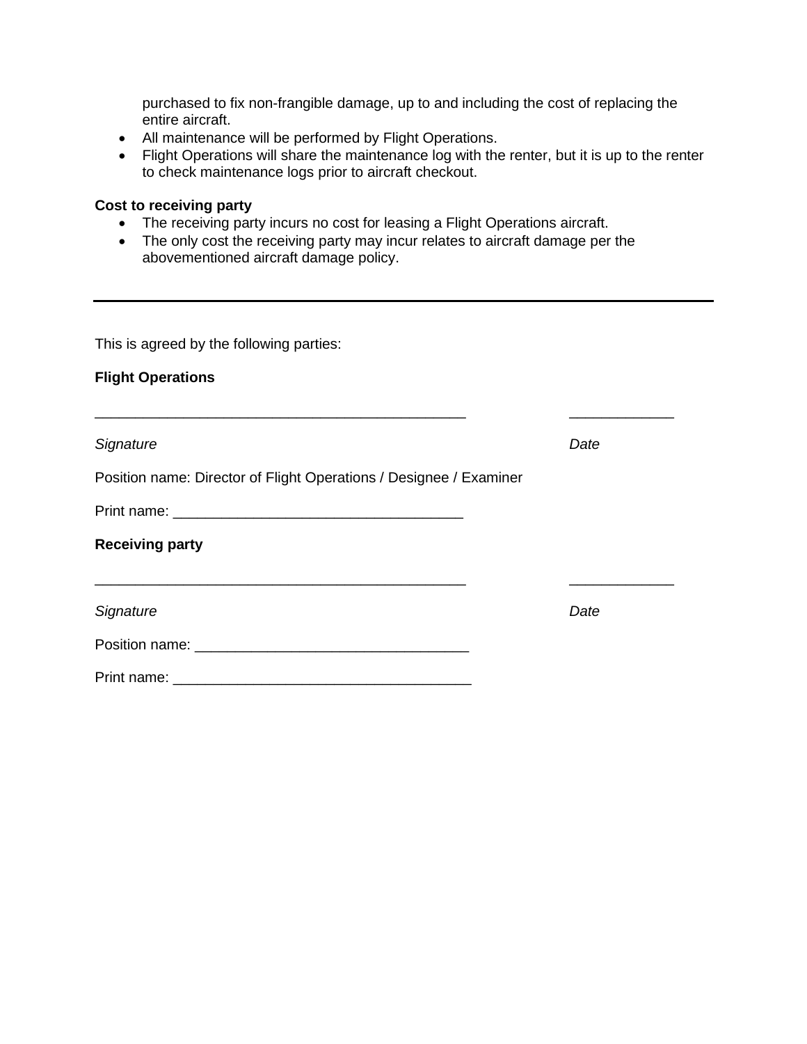purchased to fix non-frangible damage, up to and including the cost of replacing the entire aircraft.

- All maintenance will be performed by Flight Operations.
- Flight Operations will share the maintenance log with the renter, but it is up to the renter to check maintenance logs prior to aircraft checkout.

**Cost to receiving party**

- The receiving party incurs no cost for leasing a Flight Operations aircraft.
- The only cost the receiving party may incur relates to aircraft damage per the abovementioned aircraft damage policy.

---

This is agreed by the following parties:

**Flight Operations**

_______________________________________________ _____________

*Signature* *Date*

Position name: Director of Flight Operations / Designee / Examiner

Print name: ____________________________________

**Receiving party**

_______________________________________________ _____________

*Signature* *Date*

Position name: __________________________________

Print name: _____________________________________